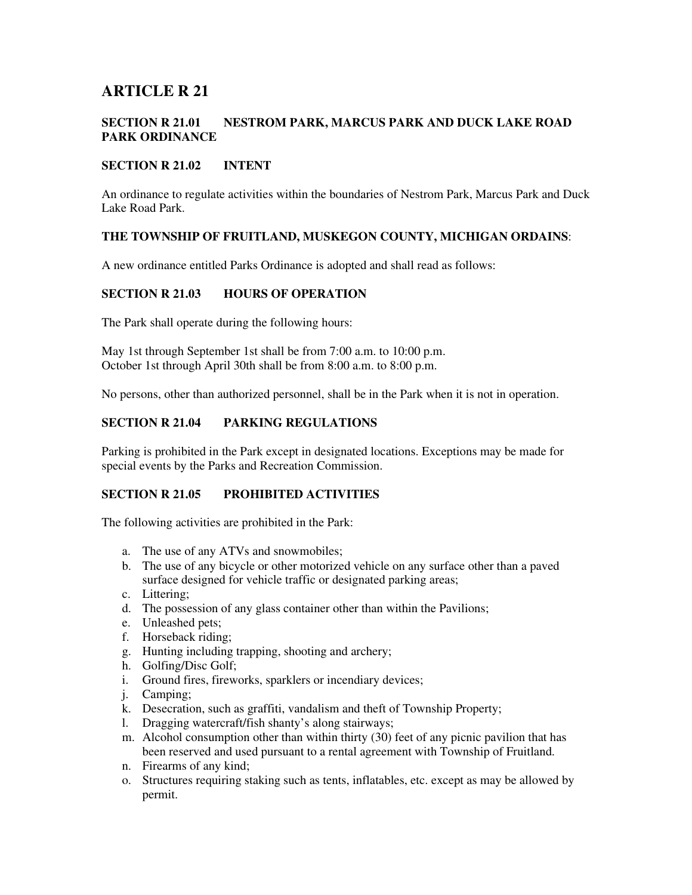# ARTICLE R 21

### SECTION R 21.01 NESTROM PARK, MARCUS PARK AND DUCK LAKE ROAD PARK ORDINANCE

### SECTION R 21.02 INTENT

An ordinance to regulate activities within the boundaries of Nestrom Park, Marcus Park and Duck Lake Road Park.

**THE TOWNSHIP OF FRUITLAND, MUSKEGON COUNTY, MICHIGAN ORDAINS**:

A new ordinance entitled Parks Ordinance is adopted and shall read as follows:

### SECTION R 21.03 HOURS OF OPERATION

The Park shall operate during the following hours:

May 1st through September 1st shall be from 7:00 a.m. to 10:00 p.m.
October 1st through April 30th shall be from 8:00 a.m. to 8:00 p.m.

No persons, other than authorized personnel, shall be in the Park when it is not in operation.

### SECTION R 21.04 PARKING REGULATIONS

Parking is prohibited in the Park except in designated locations. Exceptions may be made for special events by the Parks and Recreation Commission.

### SECTION R 21.05 PROHIBITED ACTIVITIES

The following activities are prohibited in the Park:

a. The use of any ATVs and snowmobiles;
b. The use of any bicycle or other motorized vehicle on any surface other than a paved surface designed for vehicle traffic or designated parking areas;
c. Littering;
d. The possession of any glass container other than within the Pavilions;
e. Unleashed pets;
f. Horseback riding;
g. Hunting including trapping, shooting and archery;
h. Golfing/Disc Golf;
i. Ground fires, fireworks, sparklers or incendiary devices;
j. Camping;
k. Desecration, such as graffiti, vandalism and theft of Township Property;
l. Dragging watercraft/fish shanty's along stairways;
m. Alcohol consumption other than within thirty (30) feet of any picnic pavilion that has been reserved and used pursuant to a rental agreement with Township of Fruitland.
n. Firearms of any kind;
o. Structures requiring staking such as tents, inflatables, etc. except as may be allowed by permit.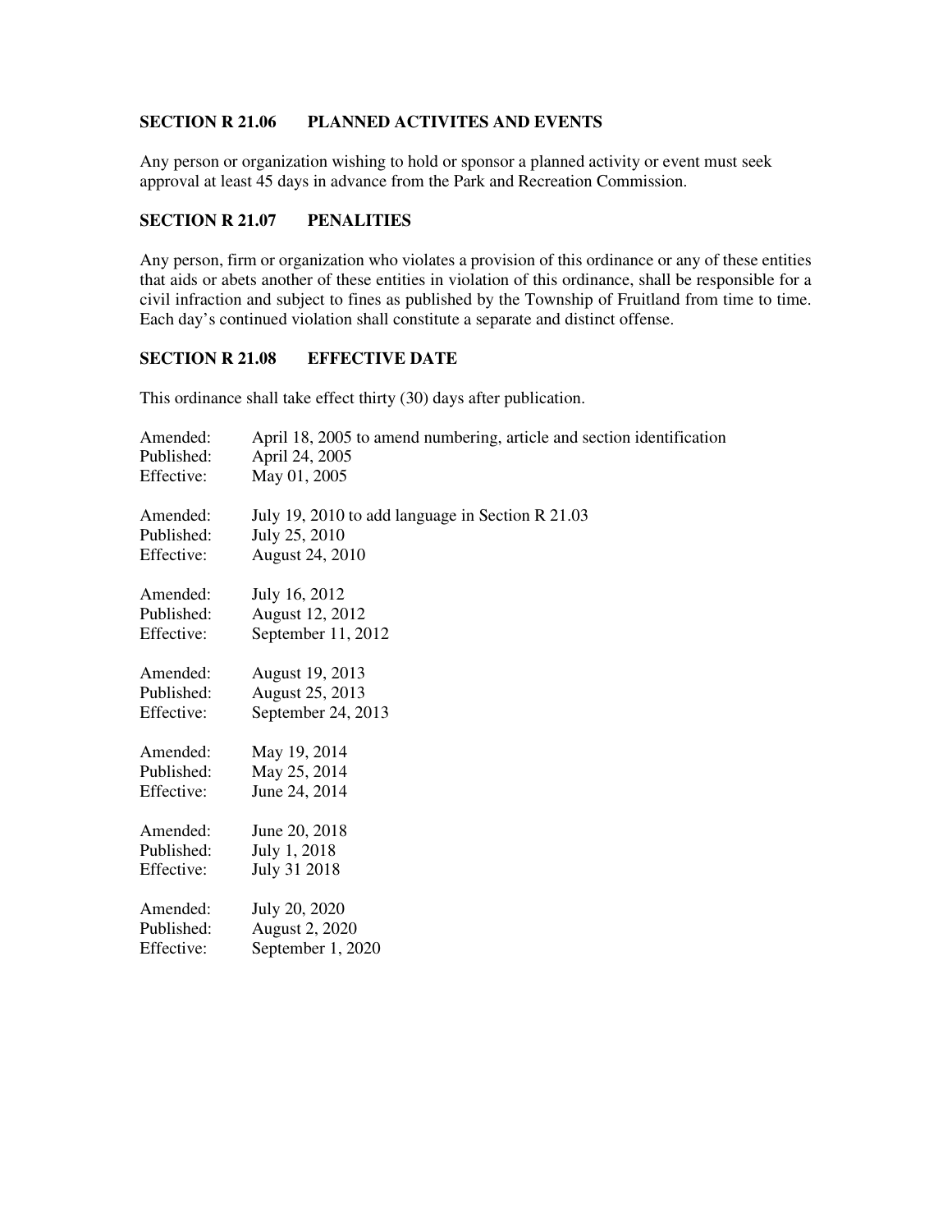**SECTION R 21.06 PLANNED ACTIVITES AND EVENTS**

Any person or organization wishing to hold or sponsor a planned activity or event must seek approval at least 45 days in advance from the Park and Recreation Commission.

**SECTION R 21.07 PENALITIES**

Any person, firm or organization who violates a provision of this ordinance or any of these entities that aids or abets another of these entities in violation of this ordinance, shall be responsible for a civil infraction and subject to fines as published by the Township of Fruitland from time to time. Each day's continued violation shall constitute a separate and distinct offense.

**SECTION R 21.08 EFFECTIVE DATE**

This ordinance shall take effect thirty (30) days after publication.

Amended: April 18, 2005 to amend numbering, article and section identification
Published: April 24, 2005
Effective: May 01, 2005

Amended: July 19, 2010 to add language in Section R 21.03
Published: July 25, 2010
Effective: August 24, 2010

Amended: July 16, 2012
Published: August 12, 2012
Effective: September 11, 2012

Amended: August 19, 2013
Published: August 25, 2013
Effective: September 24, 2013

Amended: May 19, 2014
Published: May 25, 2014
Effective: June 24, 2014

Amended: June 20, 2018
Published: July 1, 2018
Effective: July 31 2018

Amended: July 20, 2020
Published: August 2, 2020
Effective: September 1, 2020